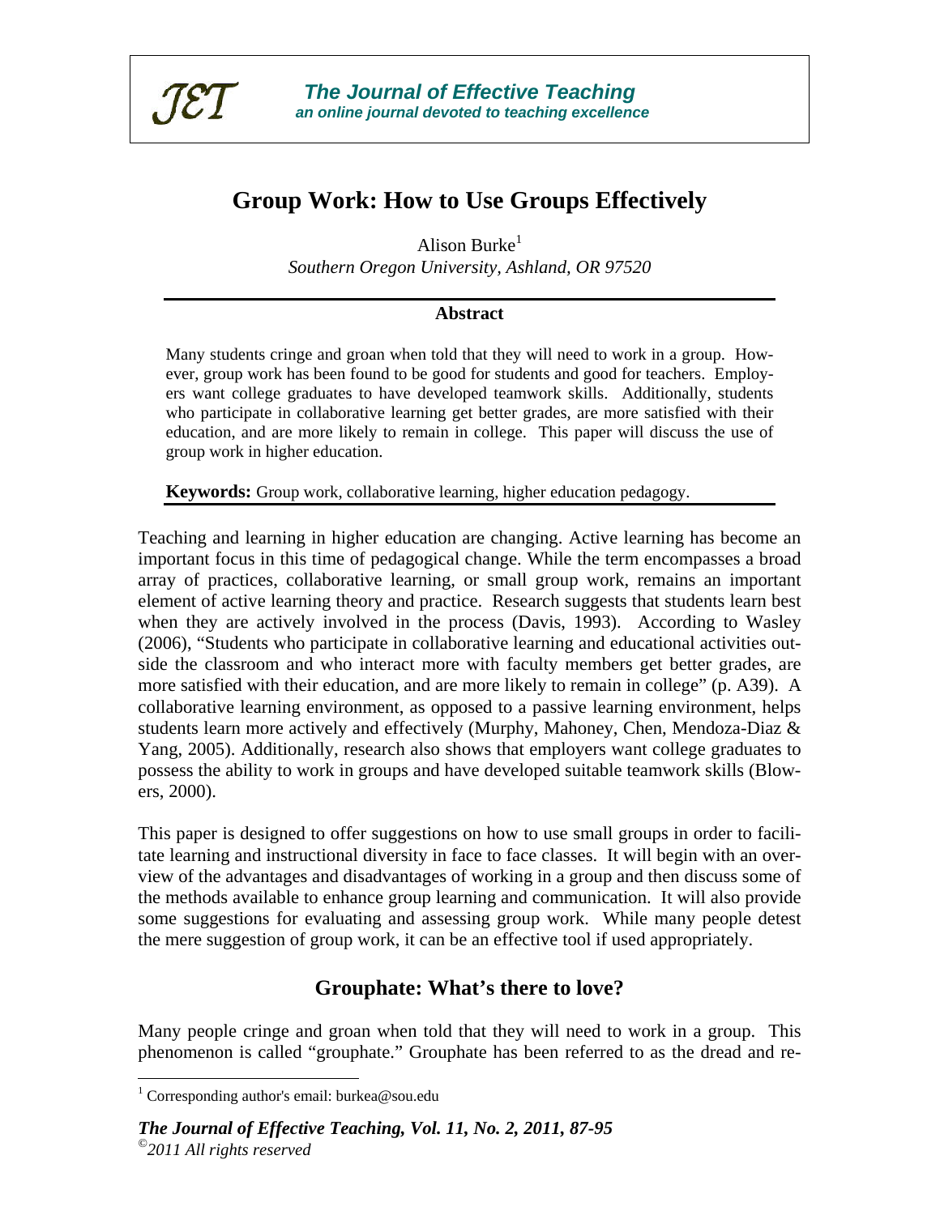JET

*The Journal of Effective Teaching*
*an online journal devoted to teaching excellence*

# Group Work: How to Use Groups Effectively

Alison Burke[1]
*Southern Oregon University, Ashland, OR 97520*

## Abstract

Many students cringe and groan when told that they will need to work in a group. However, group work has been found to be good for students and good for teachers. Employers want college graduates to have developed teamwork skills. Additionally, students who participate in collaborative learning get better grades, are more satisfied with their education, and are more likely to remain in college. This paper will discuss the use of group work in higher education.

**Keywords:** Group work, collaborative learning, higher education pedagogy.

Teaching and learning in higher education are changing. Active learning has become an important focus in this time of pedagogical change. While the term encompasses a broad array of practices, collaborative learning, or small group work, remains an important element of active learning theory and practice. Research suggests that students learn best when they are actively involved in the process (Davis, 1993). According to Wasley (2006), "Students who participate in collaborative learning and educational activities outside the classroom and who interact more with faculty members get better grades, are more satisfied with their education, and are more likely to remain in college" (p. A39). A collaborative learning environment, as opposed to a passive learning environment, helps students learn more actively and effectively (Murphy, Mahoney, Chen, Mendoza-Diaz & Yang, 2005). Additionally, research also shows that employers want college graduates to possess the ability to work in groups and have developed suitable teamwork skills (Blowers, 2000).

This paper is designed to offer suggestions on how to use small groups in order to facilitate learning and instructional diversity in face to face classes. It will begin with an overview of the advantages and disadvantages of working in a group and then discuss some of the methods available to enhance group learning and communication. It will also provide some suggestions for evaluating and assessing group work. While many people detest the mere suggestion of group work, it can be an effective tool if used appropriately.

## Grouphate: What's there to love?

Many people cringe and groan when told that they will need to work in a group. This phenomenon is called "grouphate." Grouphate has been referred to as the dread and re-

[1] Corresponding author's email: burkea@sou.edu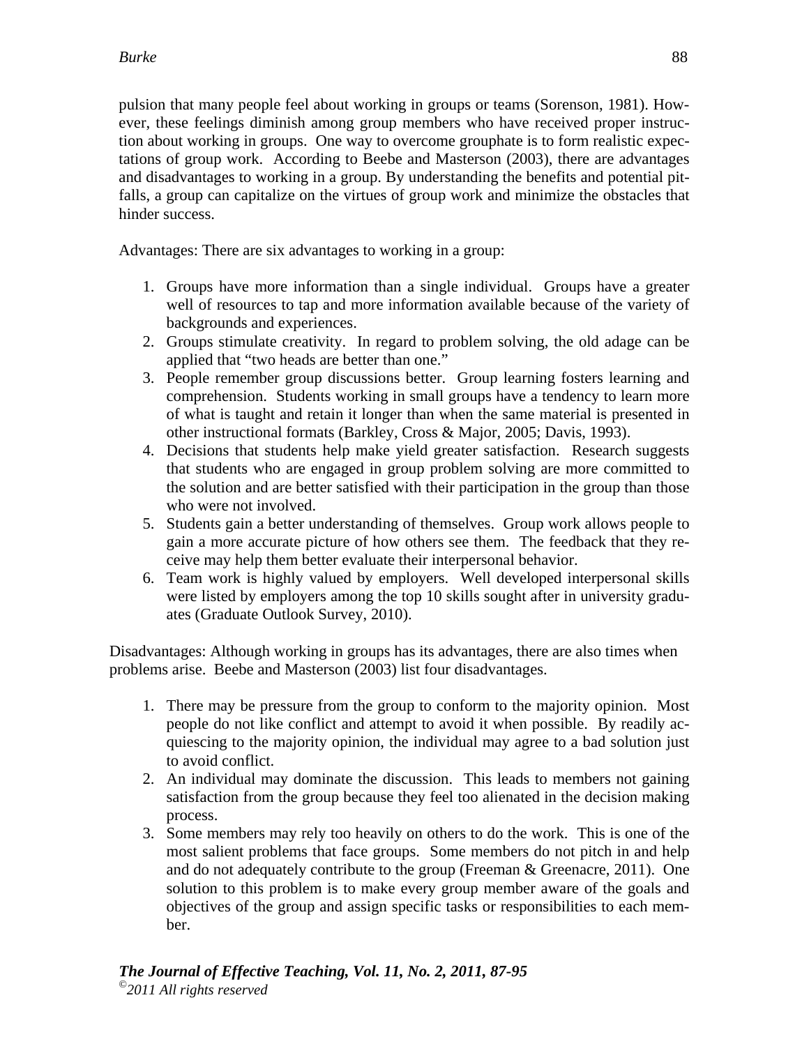pulsion that many people feel about working in groups or teams (Sorenson, 1981). However, these feelings diminish among group members who have received proper instruction about working in groups. One way to overcome grouphate is to form realistic expectations of group work. According to Beebe and Masterson (2003), there are advantages and disadvantages to working in a group. By understanding the benefits and potential pitfalls, a group can capitalize on the virtues of group work and minimize the obstacles that hinder success.

Advantages: There are six advantages to working in a group:

1. Groups have more information than a single individual. Groups have a greater well of resources to tap and more information available because of the variety of backgrounds and experiences.
2. Groups stimulate creativity. In regard to problem solving, the old adage can be applied that "two heads are better than one."
3. People remember group discussions better. Group learning fosters learning and comprehension. Students working in small groups have a tendency to learn more of what is taught and retain it longer than when the same material is presented in other instructional formats (Barkley, Cross & Major, 2005; Davis, 1993).
4. Decisions that students help make yield greater satisfaction. Research suggests that students who are engaged in group problem solving are more committed to the solution and are better satisfied with their participation in the group than those who were not involved.
5. Students gain a better understanding of themselves. Group work allows people to gain a more accurate picture of how others see them. The feedback that they receive may help them better evaluate their interpersonal behavior.
6. Team work is highly valued by employers. Well developed interpersonal skills were listed by employers among the top 10 skills sought after in university graduates (Graduate Outlook Survey, 2010).

Disadvantages: Although working in groups has its advantages, there are also times when problems arise. Beebe and Masterson (2003) list four disadvantages.

1. There may be pressure from the group to conform to the majority opinion. Most people do not like conflict and attempt to avoid it when possible. By readily acquiescing to the majority opinion, the individual may agree to a bad solution just to avoid conflict.
2. An individual may dominate the discussion. This leads to members not gaining satisfaction from the group because they feel too alienated in the decision making process.
3. Some members may rely too heavily on others to do the work. This is one of the most salient problems that face groups. Some members do not pitch in and help and do not adequately contribute to the group (Freeman & Greenacre, 2011). One solution to this problem is to make every group member aware of the goals and objectives of the group and assign specific tasks or responsibilities to each member.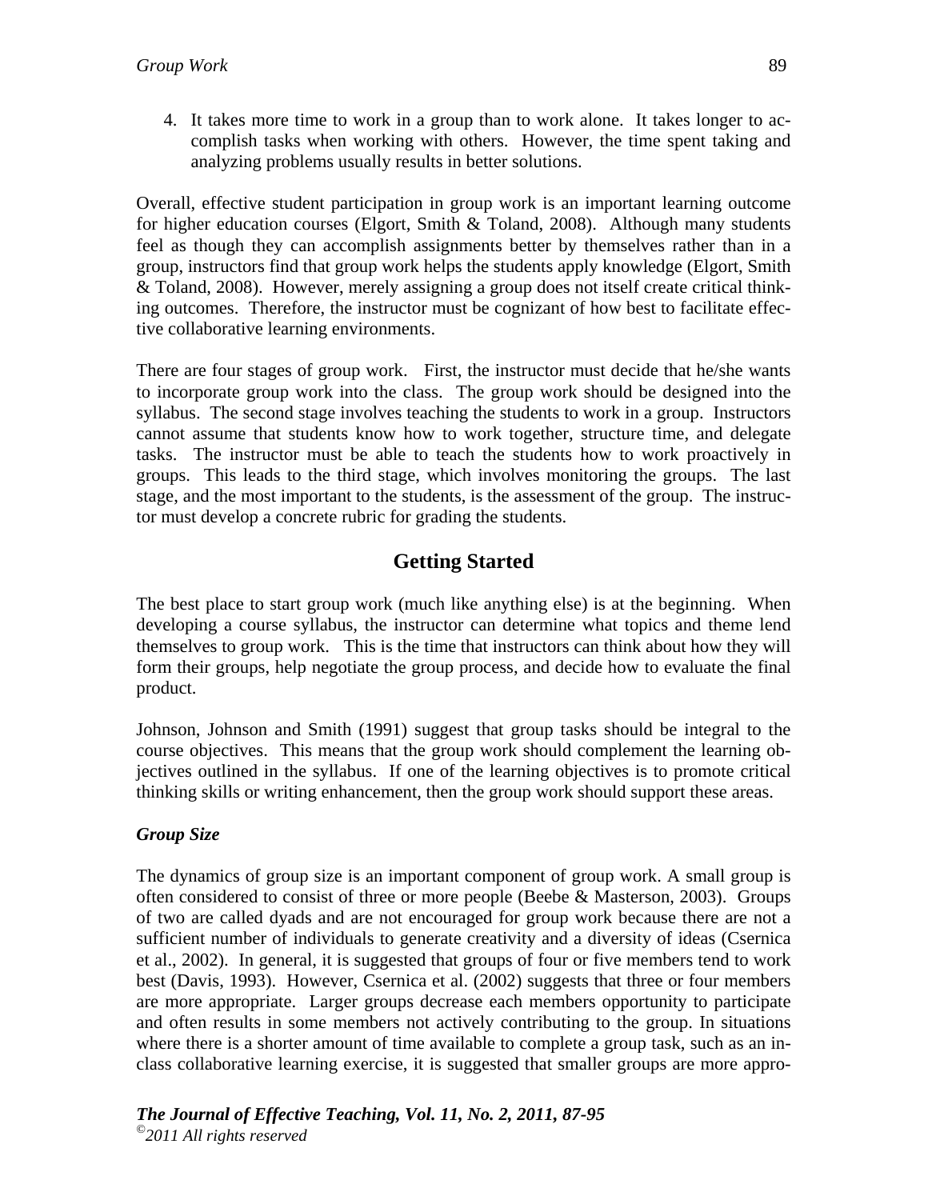4. It takes more time to work in a group than to work alone. It takes longer to accomplish tasks when working with others. However, the time spent taking and analyzing problems usually results in better solutions.

Overall, effective student participation in group work is an important learning outcome for higher education courses (Elgort, Smith & Toland, 2008). Although many students feel as though they can accomplish assignments better by themselves rather than in a group, instructors find that group work helps the students apply knowledge (Elgort, Smith & Toland, 2008). However, merely assigning a group does not itself create critical thinking outcomes. Therefore, the instructor must be cognizant of how best to facilitate effective collaborative learning environments.

There are four stages of group work. First, the instructor must decide that he/she wants to incorporate group work into the class. The group work should be designed into the syllabus. The second stage involves teaching the students to work in a group. Instructors cannot assume that students know how to work together, structure time, and delegate tasks. The instructor must be able to teach the students how to work proactively in groups. This leads to the third stage, which involves monitoring the groups. The last stage, and the most important to the students, is the assessment of the group. The instructor must develop a concrete rubric for grading the students.

## Getting Started

The best place to start group work (much like anything else) is at the beginning. When developing a course syllabus, the instructor can determine what topics and theme lend themselves to group work. This is the time that instructors can think about how they will form their groups, help negotiate the group process, and decide how to evaluate the final product.

Johnson, Johnson and Smith (1991) suggest that group tasks should be integral to the course objectives. This means that the group work should complement the learning objectives outlined in the syllabus. If one of the learning objectives is to promote critical thinking skills or writing enhancement, then the group work should support these areas.

### *Group Size*

The dynamics of group size is an important component of group work. A small group is often considered to consist of three or more people (Beebe & Masterson, 2003). Groups of two are called dyads and are not encouraged for group work because there are not a sufficient number of individuals to generate creativity and a diversity of ideas (Csernica et al., 2002). In general, it is suggested that groups of four or five members tend to work best (Davis, 1993). However, Csernica et al. (2002) suggests that three or four members are more appropriate. Larger groups decrease each members opportunity to participate and often results in some members not actively contributing to the group. In situations where there is a shorter amount of time available to complete a group task, such as an in-class collaborative learning exercise, it is suggested that smaller groups are more appro-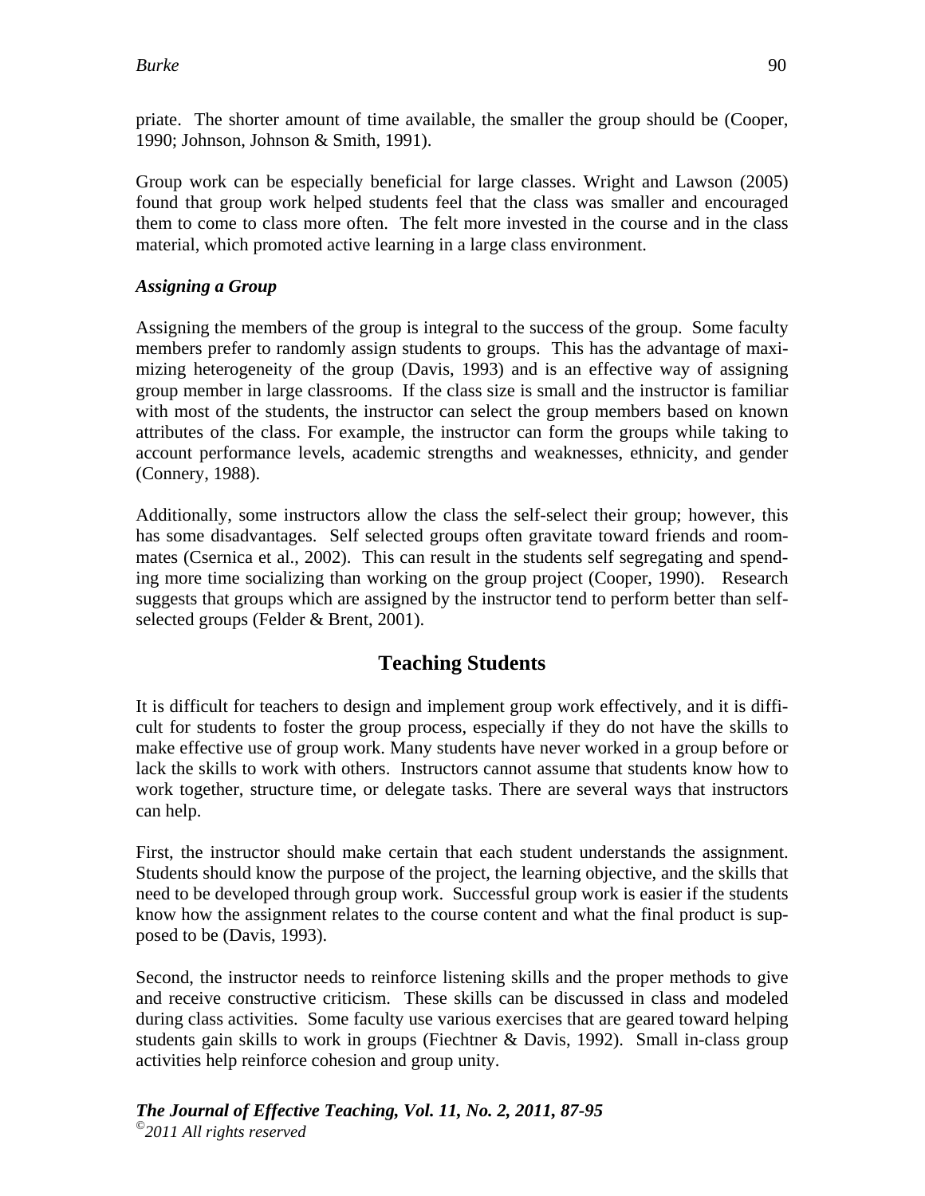priate. The shorter amount of time available, the smaller the group should be (Cooper, 1990; Johnson, Johnson & Smith, 1991).

Group work can be especially beneficial for large classes. Wright and Lawson (2005) found that group work helped students feel that the class was smaller and encouraged them to come to class more often. The felt more invested in the course and in the class material, which promoted active learning in a large class environment.

### *Assigning a Group*

Assigning the members of the group is integral to the success of the group. Some faculty members prefer to randomly assign students to groups. This has the advantage of maximizing heterogeneity of the group (Davis, 1993) and is an effective way of assigning group member in large classrooms. If the class size is small and the instructor is familiar with most of the students, the instructor can select the group members based on known attributes of the class. For example, the instructor can form the groups while taking to account performance levels, academic strengths and weaknesses, ethnicity, and gender (Connery, 1988).

Additionally, some instructors allow the class the self-select their group; however, this has some disadvantages. Self selected groups often gravitate toward friends and roommates (Csernica et al., 2002). This can result in the students self segregating and spending more time socializing than working on the group project (Cooper, 1990). Research suggests that groups which are assigned by the instructor tend to perform better than self-selected groups (Felder & Brent, 2001).

## Teaching Students

It is difficult for teachers to design and implement group work effectively, and it is difficult for students to foster the group process, especially if they do not have the skills to make effective use of group work. Many students have never worked in a group before or lack the skills to work with others. Instructors cannot assume that students know how to work together, structure time, or delegate tasks. There are several ways that instructors can help.

First, the instructor should make certain that each student understands the assignment. Students should know the purpose of the project, the learning objective, and the skills that need to be developed through group work. Successful group work is easier if the students know how the assignment relates to the course content and what the final product is supposed to be (Davis, 1993).

Second, the instructor needs to reinforce listening skills and the proper methods to give and receive constructive criticism. These skills can be discussed in class and modeled during class activities. Some faculty use various exercises that are geared toward helping students gain skills to work in groups (Fiechtner & Davis, 1992). Small in-class group activities help reinforce cohesion and group unity.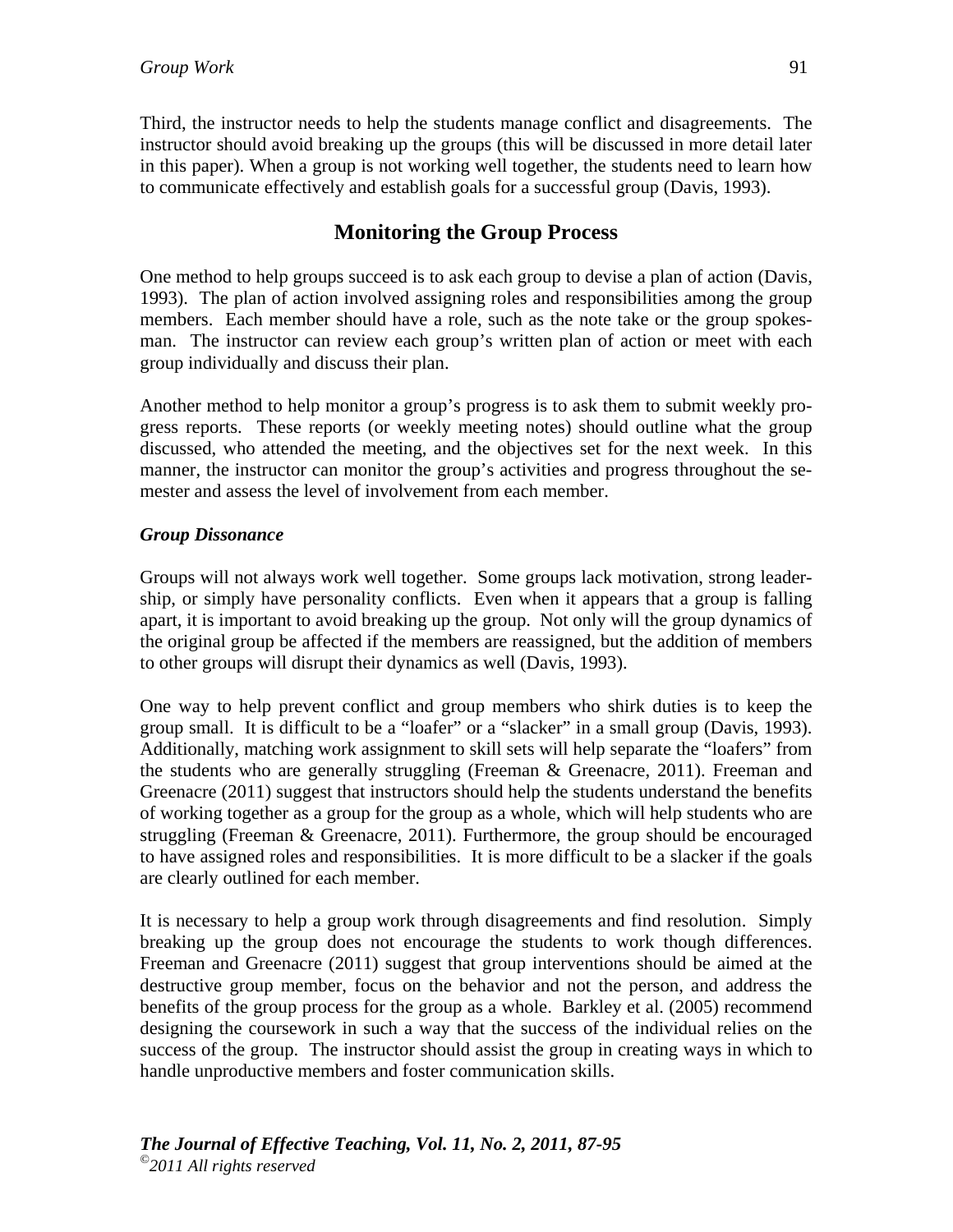Third, the instructor needs to help the students manage conflict and disagreements. The instructor should avoid breaking up the groups (this will be discussed in more detail later in this paper). When a group is not working well together, the students need to learn how to communicate effectively and establish goals for a successful group (Davis, 1993).

## Monitoring the Group Process

One method to help groups succeed is to ask each group to devise a plan of action (Davis, 1993). The plan of action involved assigning roles and responsibilities among the group members. Each member should have a role, such as the note take or the group spokesman. The instructor can review each group's written plan of action or meet with each group individually and discuss their plan.

Another method to help monitor a group's progress is to ask them to submit weekly progress reports. These reports (or weekly meeting notes) should outline what the group discussed, who attended the meeting, and the objectives set for the next week. In this manner, the instructor can monitor the group's activities and progress throughout the semester and assess the level of involvement from each member.

### *Group Dissonance*

Groups will not always work well together. Some groups lack motivation, strong leadership, or simply have personality conflicts. Even when it appears that a group is falling apart, it is important to avoid breaking up the group. Not only will the group dynamics of the original group be affected if the members are reassigned, but the addition of members to other groups will disrupt their dynamics as well (Davis, 1993).

One way to help prevent conflict and group members who shirk duties is to keep the group small. It is difficult to be a "loafer" or a "slacker" in a small group (Davis, 1993). Additionally, matching work assignment to skill sets will help separate the "loafers" from the students who are generally struggling (Freeman & Greenacre, 2011). Freeman and Greenacre (2011) suggest that instructors should help the students understand the benefits of working together as a group for the group as a whole, which will help students who are struggling (Freeman & Greenacre, 2011). Furthermore, the group should be encouraged to have assigned roles and responsibilities. It is more difficult to be a slacker if the goals are clearly outlined for each member.

It is necessary to help a group work through disagreements and find resolution. Simply breaking up the group does not encourage the students to work though differences. Freeman and Greenacre (2011) suggest that group interventions should be aimed at the destructive group member, focus on the behavior and not the person, and address the benefits of the group process for the group as a whole. Barkley et al. (2005) recommend designing the coursework in such a way that the success of the individual relies on the success of the group. The instructor should assist the group in creating ways in which to handle unproductive members and foster communication skills.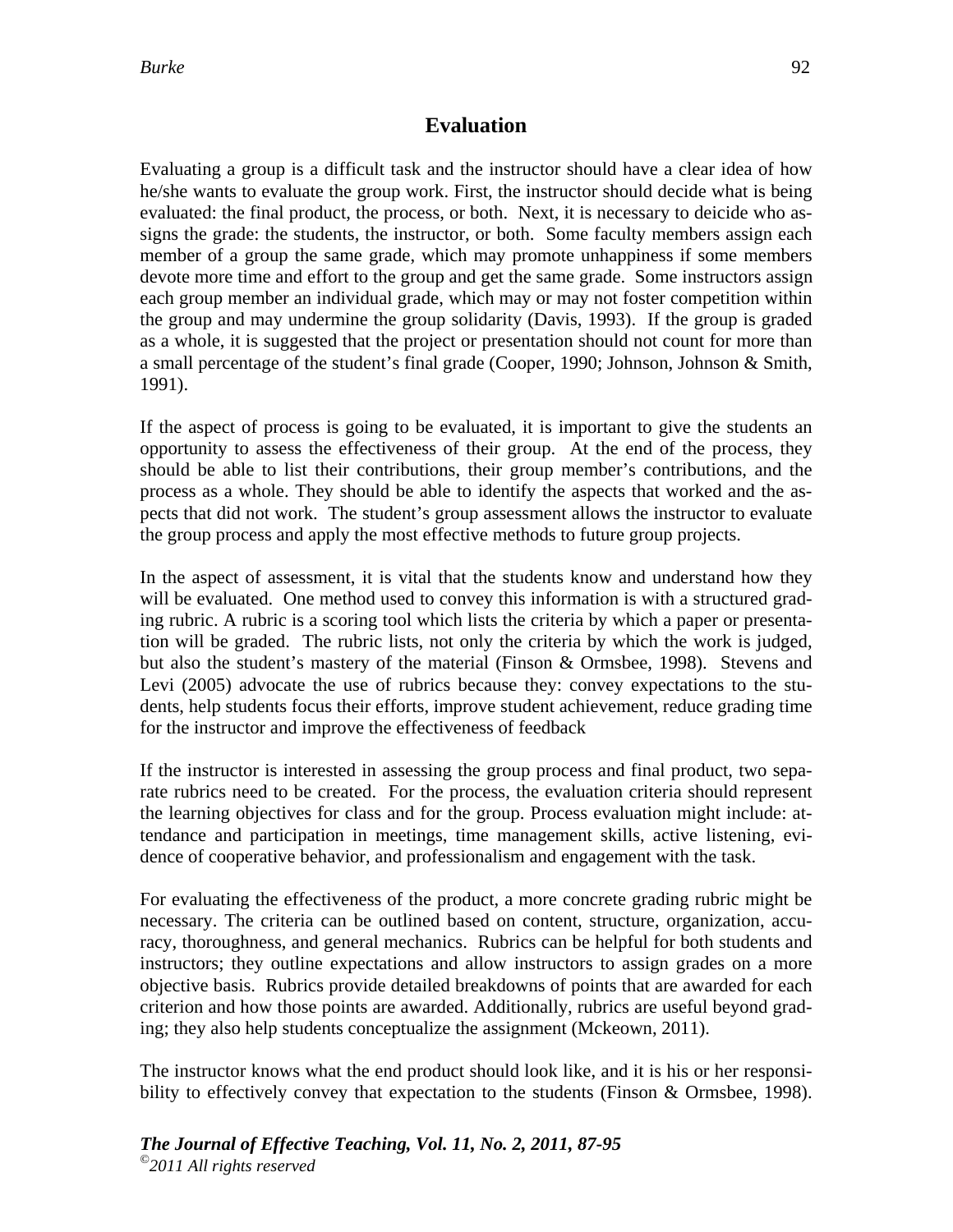## Evaluation

Evaluating a group is a difficult task and the instructor should have a clear idea of how he/she wants to evaluate the group work. First, the instructor should decide what is being evaluated: the final product, the process, or both. Next, it is necessary to deicide who assigns the grade: the students, the instructor, or both. Some faculty members assign each member of a group the same grade, which may promote unhappiness if some members devote more time and effort to the group and get the same grade. Some instructors assign each group member an individual grade, which may or may not foster competition within the group and may undermine the group solidarity (Davis, 1993). If the group is graded as a whole, it is suggested that the project or presentation should not count for more than a small percentage of the student's final grade (Cooper, 1990; Johnson, Johnson & Smith, 1991).

If the aspect of process is going to be evaluated, it is important to give the students an opportunity to assess the effectiveness of their group. At the end of the process, they should be able to list their contributions, their group member's contributions, and the process as a whole. They should be able to identify the aspects that worked and the aspects that did not work. The student's group assessment allows the instructor to evaluate the group process and apply the most effective methods to future group projects.

In the aspect of assessment, it is vital that the students know and understand how they will be evaluated. One method used to convey this information is with a structured grading rubric. A rubric is a scoring tool which lists the criteria by which a paper or presentation will be graded. The rubric lists, not only the criteria by which the work is judged, but also the student's mastery of the material (Finson & Ormsbee, 1998). Stevens and Levi (2005) advocate the use of rubrics because they: convey expectations to the students, help students focus their efforts, improve student achievement, reduce grading time for the instructor and improve the effectiveness of feedback

If the instructor is interested in assessing the group process and final product, two separate rubrics need to be created. For the process, the evaluation criteria should represent the learning objectives for class and for the group. Process evaluation might include: attendance and participation in meetings, time management skills, active listening, evidence of cooperative behavior, and professionalism and engagement with the task.

For evaluating the effectiveness of the product, a more concrete grading rubric might be necessary. The criteria can be outlined based on content, structure, organization, accuracy, thoroughness, and general mechanics. Rubrics can be helpful for both students and instructors; they outline expectations and allow instructors to assign grades on a more objective basis. Rubrics provide detailed breakdowns of points that are awarded for each criterion and how those points are awarded. Additionally, rubrics are useful beyond grading; they also help students conceptualize the assignment (Mckeown, 2011).

The instructor knows what the end product should look like, and it is his or her responsibility to effectively convey that expectation to the students (Finson & Ormsbee, 1998).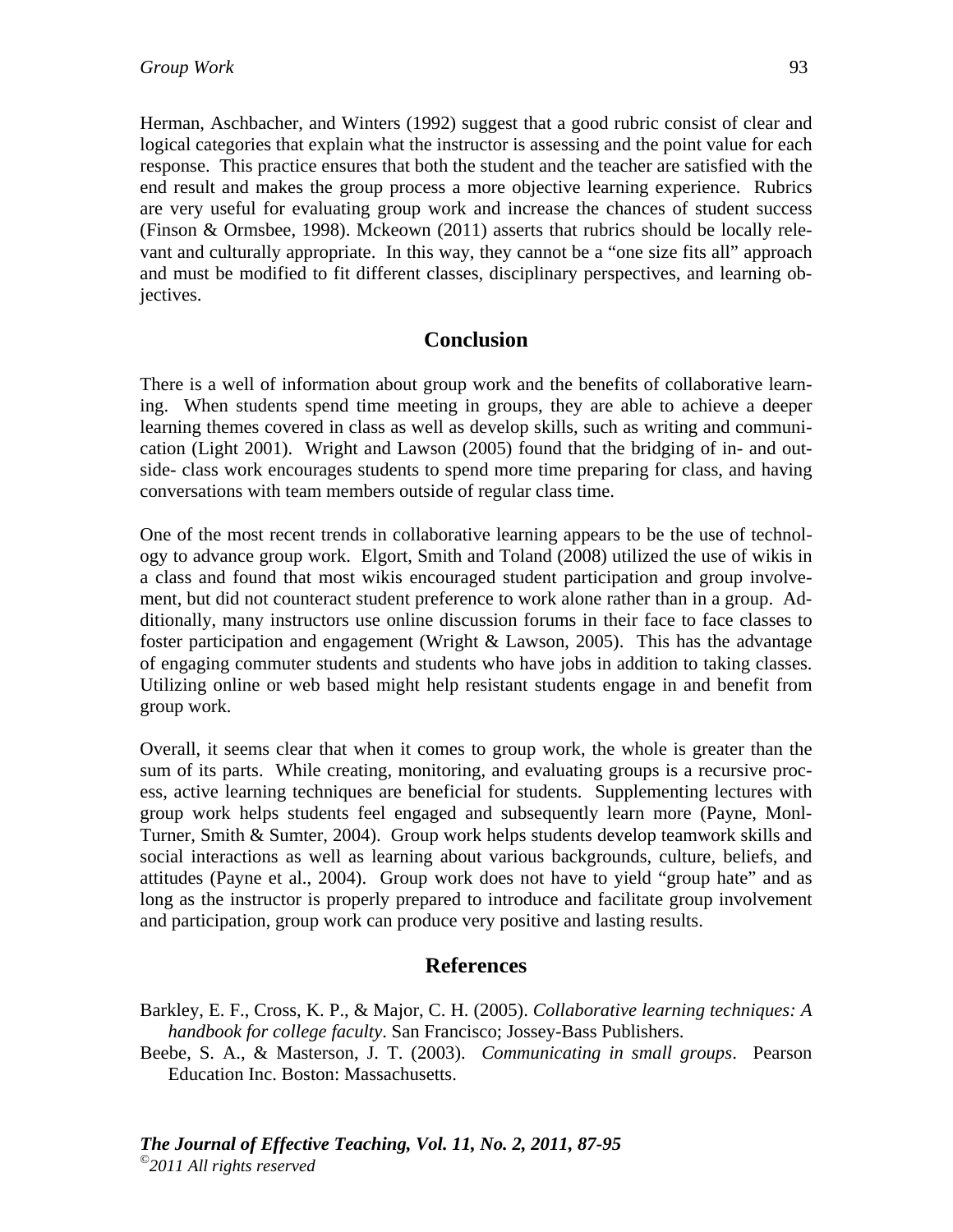Herman, Aschbacher, and Winters (1992) suggest that a good rubric consist of clear and logical categories that explain what the instructor is assessing and the point value for each response. This practice ensures that both the student and the teacher are satisfied with the end result and makes the group process a more objective learning experience. Rubrics are very useful for evaluating group work and increase the chances of student success (Finson & Ormsbee, 1998). Mckeown (2011) asserts that rubrics should be locally relevant and culturally appropriate. In this way, they cannot be a "one size fits all" approach and must be modified to fit different classes, disciplinary perspectives, and learning objectives.

## Conclusion

There is a well of information about group work and the benefits of collaborative learning. When students spend time meeting in groups, they are able to achieve a deeper learning themes covered in class as well as develop skills, such as writing and communication (Light 2001). Wright and Lawson (2005) found that the bridging of in- and outside- class work encourages students to spend more time preparing for class, and having conversations with team members outside of regular class time.

One of the most recent trends in collaborative learning appears to be the use of technology to advance group work. Elgort, Smith and Toland (2008) utilized the use of wikis in a class and found that most wikis encouraged student participation and group involvement, but did not counteract student preference to work alone rather than in a group. Additionally, many instructors use online discussion forums in their face to face classes to foster participation and engagement (Wright & Lawson, 2005). This has the advantage of engaging commuter students and students who have jobs in addition to taking classes. Utilizing online or web based might help resistant students engage in and benefit from group work.

Overall, it seems clear that when it comes to group work, the whole is greater than the sum of its parts. While creating, monitoring, and evaluating groups is a recursive process, active learning techniques are beneficial for students. Supplementing lectures with group work helps students feel engaged and subsequently learn more (Payne, Monl-Turner, Smith & Sumter, 2004). Group work helps students develop teamwork skills and social interactions as well as learning about various backgrounds, culture, beliefs, and attitudes (Payne et al., 2004). Group work does not have to yield "group hate" and as long as the instructor is properly prepared to introduce and facilitate group involvement and participation, group work can produce very positive and lasting results.

## References

Barkley, E. F., Cross, K. P., & Major, C. H. (2005). *Collaborative learning techniques: A handbook for college faculty*. San Francisco; Jossey-Bass Publishers.

Beebe, S. A., & Masterson, J. T. (2003). *Communicating in small groups*. Pearson Education Inc. Boston: Massachusetts.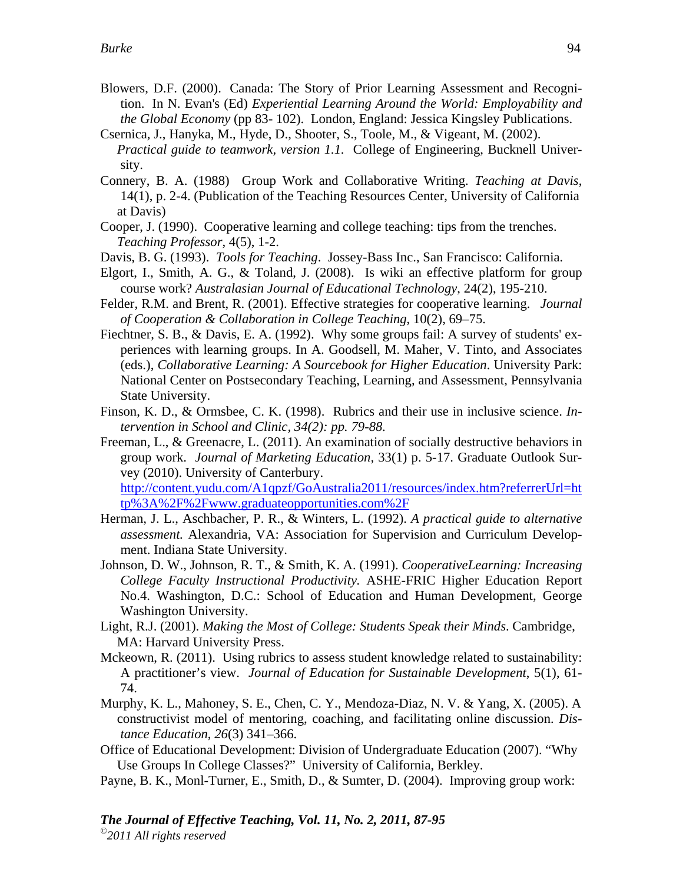Blowers, D.F. (2000). Canada: The Story of Prior Learning Assessment and Recognition. In N. Evan's (Ed) *Experiential Learning Around the World: Employability and the Global Economy* (pp 83- 102). London, England: Jessica Kingsley Publications.

Csernica, J., Hanyka, M., Hyde, D., Shooter, S., Toole, M., & Vigeant, M. (2002). *Practical guide to teamwork, version 1.1*. College of Engineering, Bucknell University.

Connery, B. A. (1988) Group Work and Collaborative Writing. *Teaching at Davis*, 14(1), p. 2-4. (Publication of the Teaching Resources Center, University of California at Davis)

Cooper, J. (1990). Cooperative learning and college teaching: tips from the trenches. *Teaching Professor*, 4(5), 1-2.

Davis, B. G. (1993). *Tools for Teaching*. Jossey-Bass Inc., San Francisco: California.

Elgort, I., Smith, A. G., & Toland, J. (2008). Is wiki an effective platform for group course work? *Australasian Journal of Educational Technology*, 24(2), 195-210.

Felder, R.M. and Brent, R. (2001). Effective strategies for cooperative learning. *Journal of Cooperation & Collaboration in College Teaching*, 10(2), 69–75.

Fiechtner, S. B., & Davis, E. A. (1992). Why some groups fail: A survey of students' experiences with learning groups. In A. Goodsell, M. Maher, V. Tinto, and Associates (eds.), *Collaborative Learning: A Sourcebook for Higher Education*. University Park: National Center on Postsecondary Teaching, Learning, and Assessment, Pennsylvania State University.

Finson, K. D., & Ormsbee, C. K. (1998). Rubrics and their use in inclusive science. *Intervention in School and Clinic, 34(2): pp. 79-88.*

Freeman, L., & Greenacre, L. (2011). An examination of socially destructive behaviors in group work. *Journal of Marketing Education,* 33(1) p. 5-17. Graduate Outlook Survey (2010). University of Canterbury. http://content.yudu.com/A1qpzf/GoAustralia2011/resources/index.htm?referrerUrl=http%3A%2F%2Fwww.graduateopportunities.com%2F

Herman, J. L., Aschbacher, P. R., & Winters, L. (1992). *A practical guide to alternative assessment.* Alexandria, VA: Association for Supervision and Curriculum Development. Indiana State University.

Johnson, D. W., Johnson, R. T., & Smith, K. A. (1991). *CooperativeLearning: Increasing College Faculty Instructional Productivity.* ASHE-FRIC Higher Education Report No.4. Washington, D.C.: School of Education and Human Development, George Washington University.

Light, R.J. (2001). *Making the Most of College: Students Speak their Minds*. Cambridge, MA: Harvard University Press.

Mckeown, R. (2011). Using rubrics to assess student knowledge related to sustainability: A practitioner's view. *Journal of Education for Sustainable Development*, 5(1), 61-74.

Murphy, K. L., Mahoney, S. E., Chen, C. Y., Mendoza-Diaz, N. V. & Yang, X. (2005). A constructivist model of mentoring, coaching, and facilitating online discussion. *Distance Education*, *26*(3) 341–366.

Office of Educational Development: Division of Undergraduate Education (2007). "Why Use Groups In College Classes?" University of California, Berkley.

Payne, B. K., Monl-Turner, E., Smith, D., & Sumter, D. (2004). Improving group work: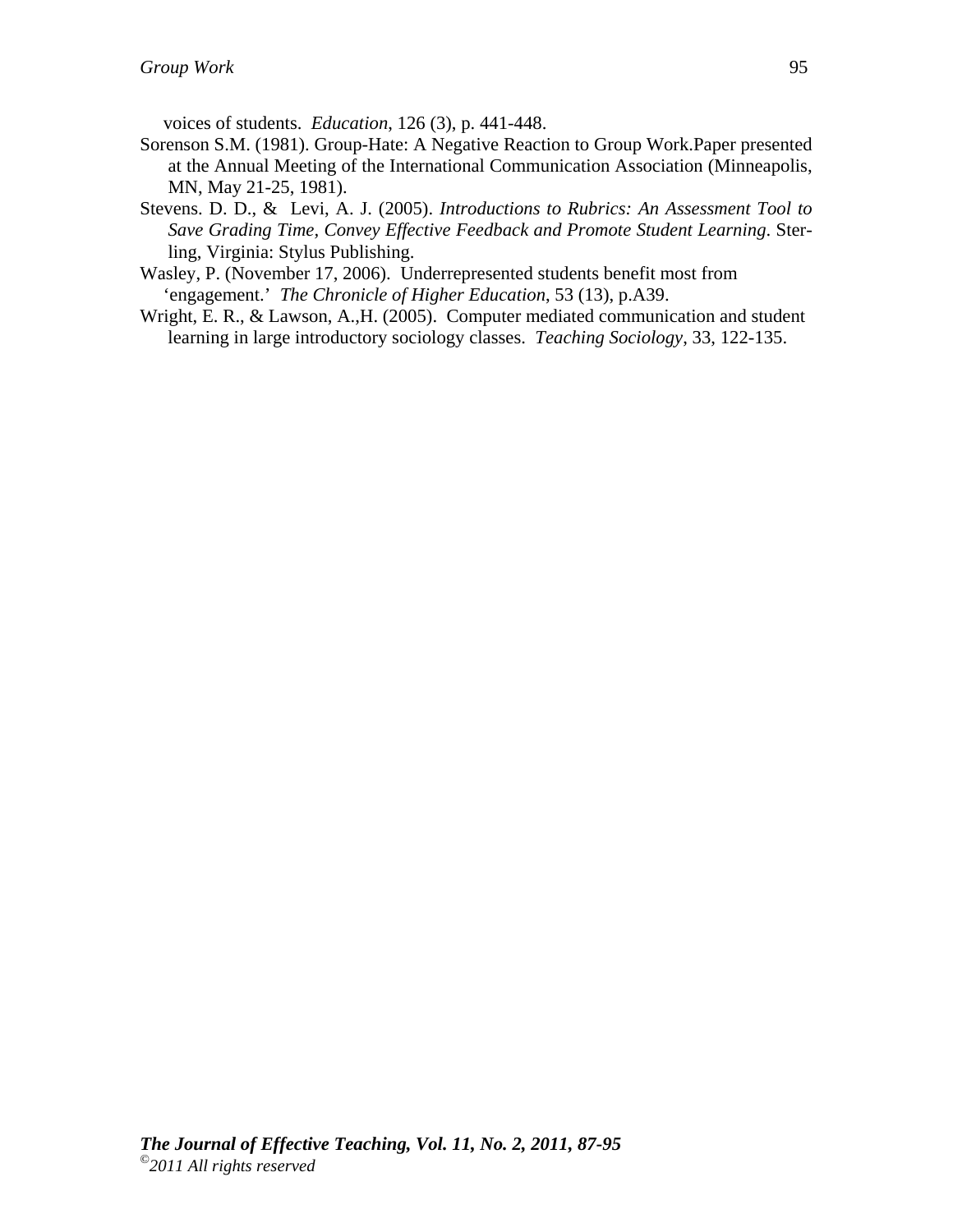voices of students. *Education*, 126 (3), p. 441-448.

Sorenson S.M. (1981). Group-Hate: A Negative Reaction to Group Work.Paper presented at the Annual Meeting of the International Communication Association (Minneapolis, MN, May 21-25, 1981).

Stevens. D. D., & Levi, A. J. (2005). *Introductions to Rubrics: An Assessment Tool to Save Grading Time, Convey Effective Feedback and Promote Student Learning*. Sterling, Virginia: Stylus Publishing.

Wasley, P. (November 17, 2006). Underrepresented students benefit most from 'engagement.' *The Chronicle of Higher Education*, 53 (13), p.A39.

Wright, E. R., & Lawson, A.,H. (2005). Computer mediated communication and student learning in large introductory sociology classes. *Teaching Sociology*, 33, 122-135.